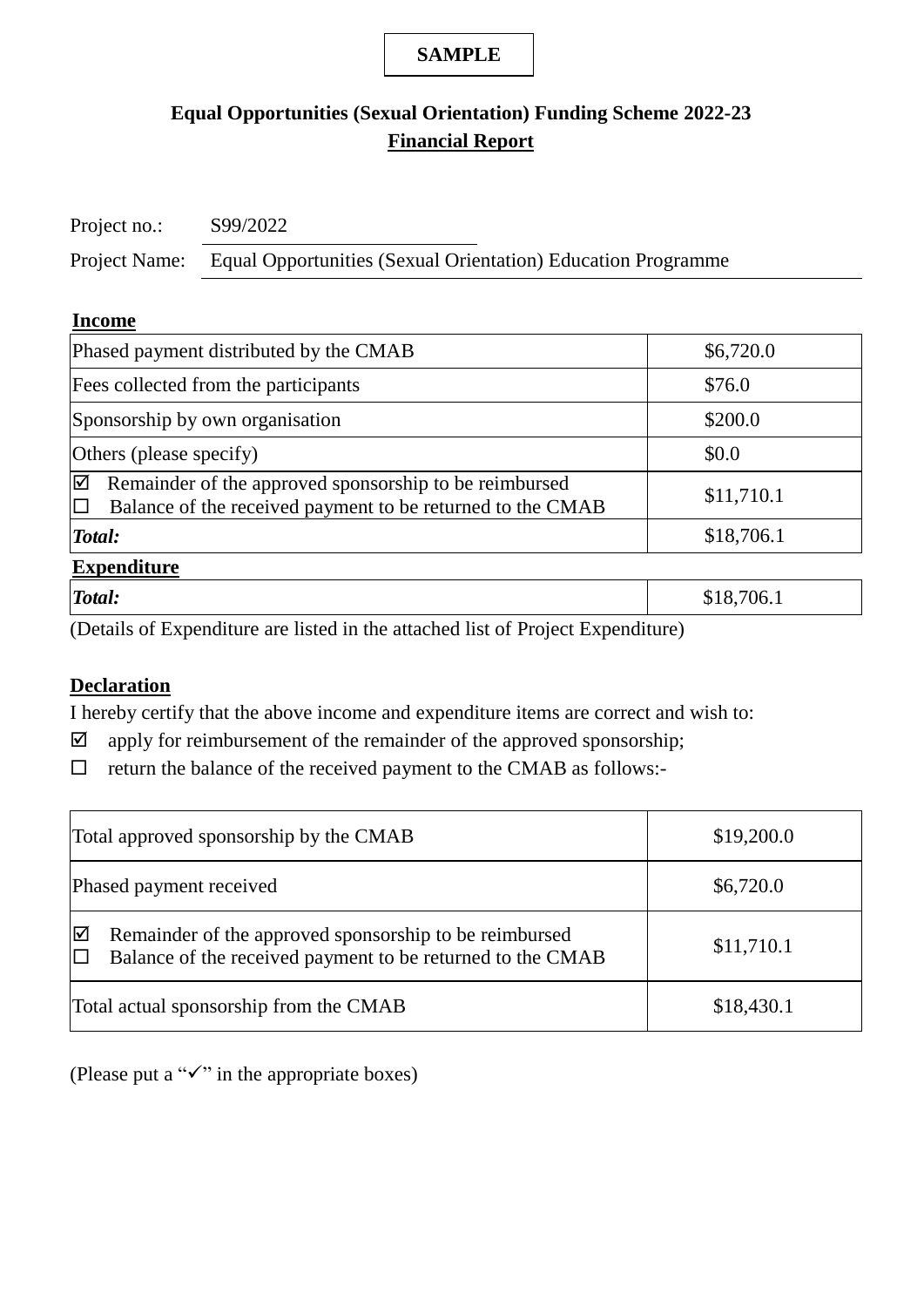**SAMPLE**

# Equal Opportunities (Sexual Orientation) Funding Scheme 2022-23

## Financial Report

Project no.: S99/2022

Project Name: Equal Opportunities (Sexual Orientation) Education Programme

**Income**

| | |
|---|---|
| Phased payment distributed by the CMAB | $6,720.0 |
| Fees collected from the participants | $76.0 |
| Sponsorship by own organisation | $200.0 |
| Others (please specify) | $0.0 |
| ☑ Remainder of the approved sponsorship to be reimbursed<br>☐ Balance of the received payment to be returned to the CMAB | $11,710.1 |
| ***Total:*** | $18,706.1 |

**Expenditure**

| | |
|---|---|
| ***Total:*** | $18,706.1 |

(Details of Expenditure are listed in the attached list of Project Expenditure)

**Declaration**

I hereby certify that the above income and expenditure items are correct and wish to:

☑ apply for reimbursement of the remainder of the approved sponsorship;

☐ return the balance of the received payment to the CMAB as follows:-

| | |
|---|---|
| Total approved sponsorship by the CMAB | $19,200.0 |
| Phased payment received | $6,720.0 |
| ☑ Remainder of the approved sponsorship to be reimbursed<br>☐ Balance of the received payment to be returned to the CMAB | $11,710.1 |
| Total actual sponsorship from the CMAB | $18,430.1 |

(Please put a "✓" in the appropriate boxes)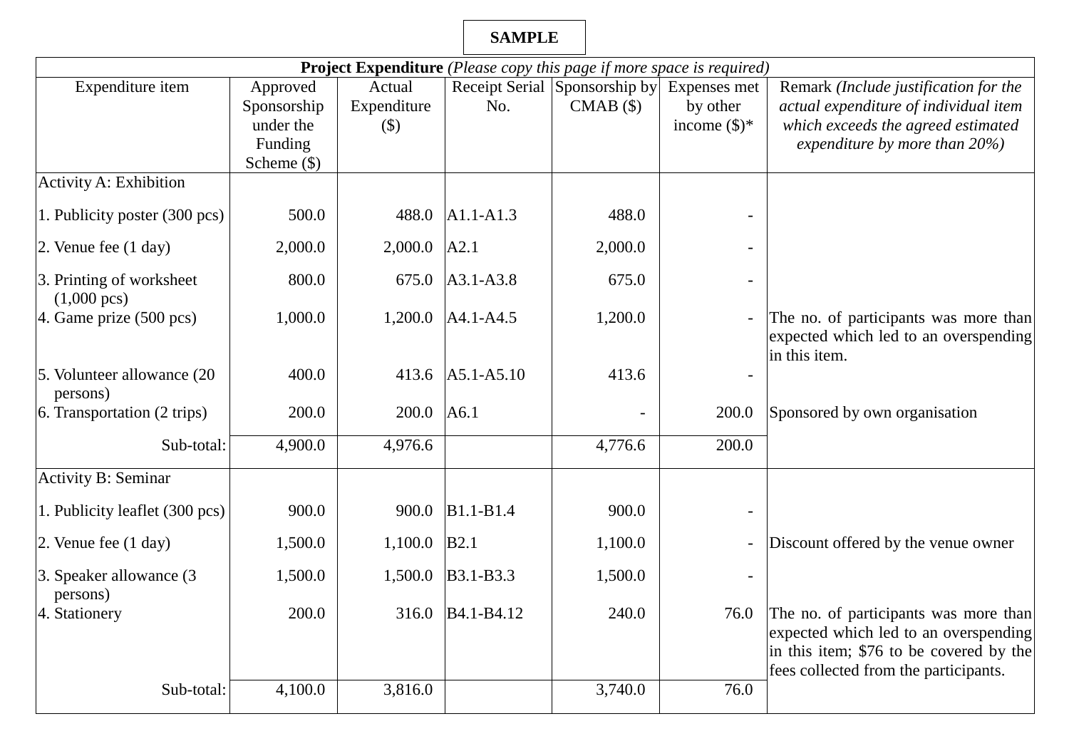**SAMPLE**

| **Project Expenditure** *(Please copy this page if more space is required)* | | | | | | |
|---|---|---|---|---|---|---|
| Expenditure item | Approved Sponsorship under the Funding Scheme ($) | Actual Expenditure ($) | Receipt Serial No. | Sponsorship by CMAB ($) | Expenses met by other income ($)* | Remark *(Include justification for the actual expenditure of individual item which exceeds the agreed estimated expenditure by more than 20%)* |
| Activity A: Exhibition | | | | | | |
| 1. Publicity poster (300 pcs) | 500.0 | 488.0 | A1.1-A1.3 | 488.0 | - | |
| 2. Venue fee (1 day) | 2,000.0 | 2,000.0 | A2.1 | 2,000.0 | - | |
| 3. Printing of worksheet (1,000 pcs) | 800.0 | 675.0 | A3.1-A3.8 | 675.0 | - | |
| 4. Game prize (500 pcs) | 1,000.0 | 1,200.0 | A4.1-A4.5 | 1,200.0 | - | The no. of participants was more than expected which led to an overspending in this item. |
| 5. Volunteer allowance (20 persons) | 400.0 | 413.6 | A5.1-A5.10 | 413.6 | - | |
| 6. Transportation (2 trips) | 200.0 | 200.0 | A6.1 | - | 200.0 | Sponsored by own organisation |
| Sub-total: | 4,900.0 | 4,976.6 | | 4,776.6 | 200.0 | |
| Activity B: Seminar | | | | | | |
| 1. Publicity leaflet (300 pcs) | 900.0 | 900.0 | B1.1-B1.4 | 900.0 | - | |
| 2. Venue fee (1 day) | 1,500.0 | 1,100.0 | B2.1 | 1,100.0 | - | Discount offered by the venue owner |
| 3. Speaker allowance (3 persons) | 1,500.0 | 1,500.0 | B3.1-B3.3 | 1,500.0 | - | |
| 4. Stationery | 200.0 | 316.0 | B4.1-B4.12 | 240.0 | 76.0 | The no. of participants was more than expected which led to an overspending in this item; $76 to be covered by the fees collected from the participants. |
| Sub-total: | 4,100.0 | 3,816.0 | | 3,740.0 | 76.0 | |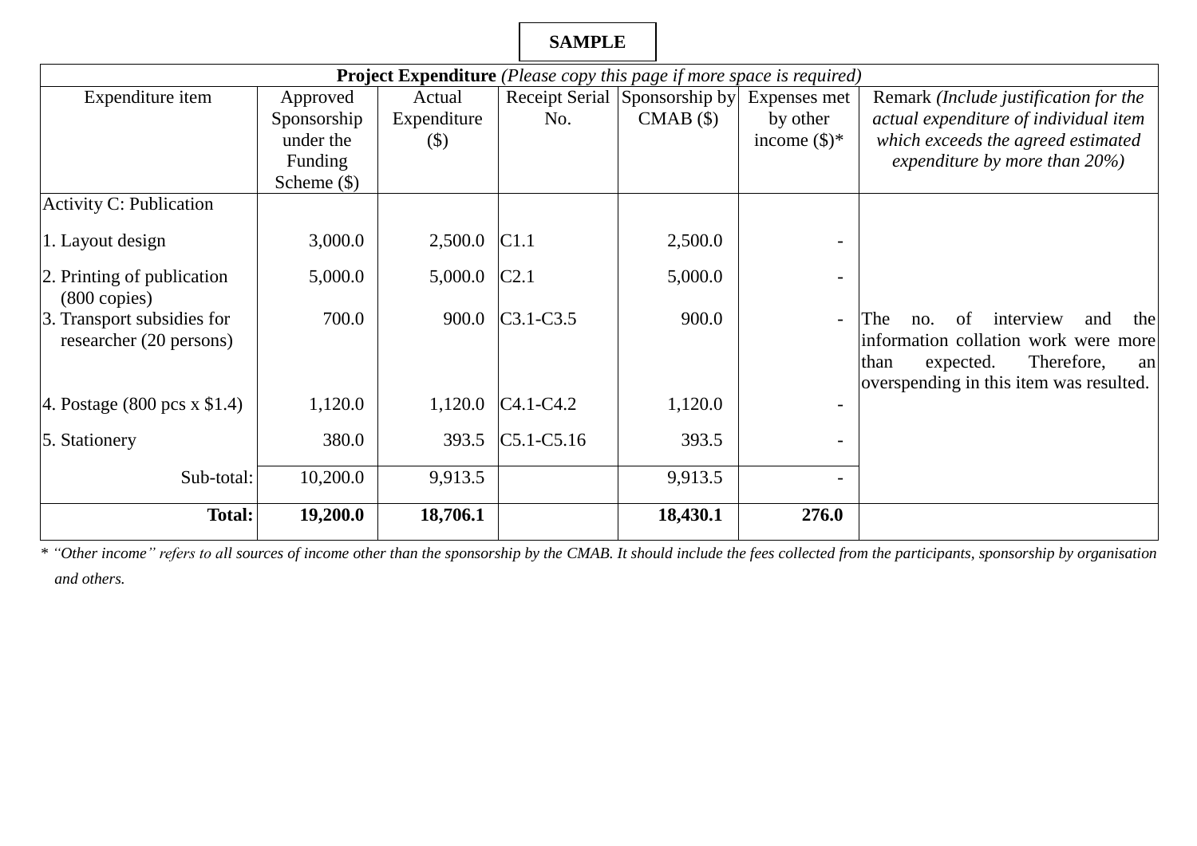**SAMPLE**

| **Project Expenditure** *(Please copy this page if more space is required)* | | | | | | |
|---|---|---|---|---|---|---|
| Expenditure item | Approved Sponsorship under the Funding Scheme ($) | Actual Expenditure ($) | Receipt Serial No. | Sponsorship by CMAB ($) | Expenses met by other income ($)* | Remark *(Include justification for the actual expenditure of individual item which exceeds the agreed estimated expenditure by more than 20%)* |
| Activity C: Publication | | | | | | |
| 1. Layout design | 3,000.0 | 2,500.0 | C1.1 | 2,500.0 | - | |
| 2. Printing of publication (800 copies) | 5,000.0 | 5,000.0 | C2.1 | 5,000.0 | - | |
| 3. Transport subsidies for researcher (20 persons) | 700.0 | 900.0 | C3.1-C3.5 | 900.0 | - | The no. of interview and the information collation work were more than expected. Therefore, an overspending in this item was resulted. |
| 4. Postage (800 pcs x $1.4) | 1,120.0 | 1,120.0 | C4.1-C4.2 | 1,120.0 | - | |
| 5. Stationery | 380.0 | 393.5 | C5.1-C5.16 | 393.5 | - | |
| Sub-total: | 10,200.0 | 9,913.5 | | 9,913.5 | - | |
| **Total:** | **19,200.0** | **18,706.1** | | **18,430.1** | **276.0** | |

\* *"Other income" refers to all sources of income other than the sponsorship by the CMAB. It should include the fees collected from the participants, sponsorship by organisation and others.*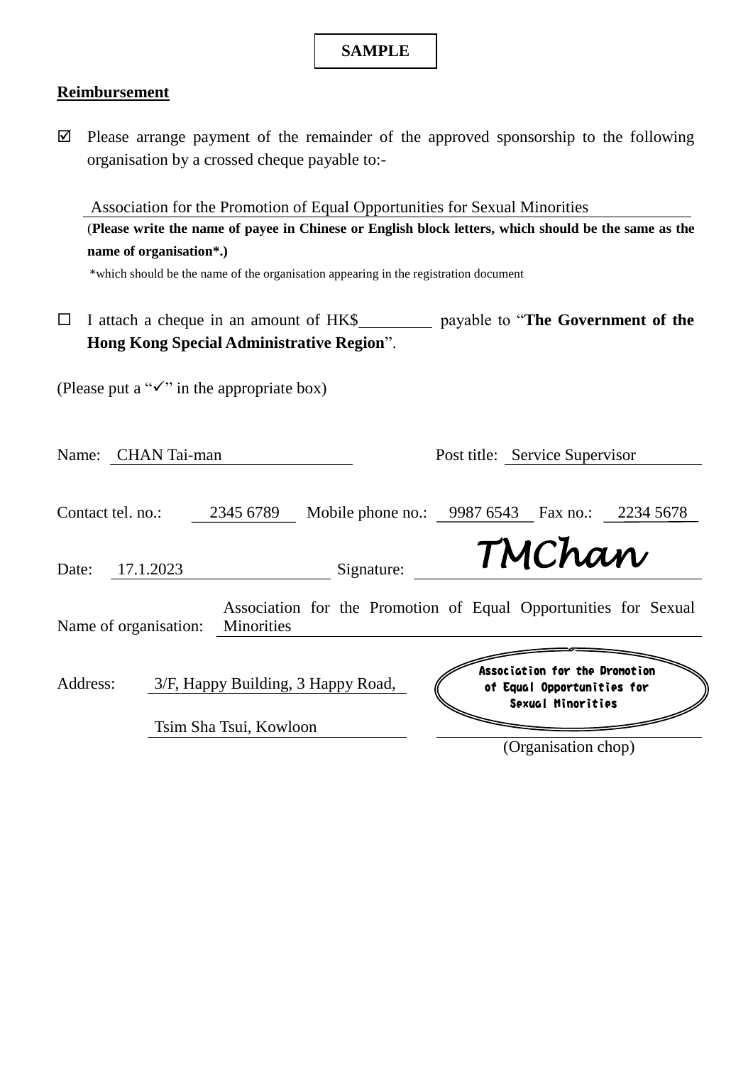**SAMPLE**

**Reimbursement**

☑ Please arrange payment of the remainder of the approved sponsorship to the following organisation by a crossed cheque payable to:-

Association for the Promotion of Equal Opportunities for Sexual Minorities

(**Please write the name of payee in Chinese or English block letters, which should be the same as the name of organisation*.)**

*which should be the name of the organisation appearing in the registration document

☐ I attach a cheque in an amount of HK$\_\_\_\_\_\_\_\_\_ payable to "**The Government of the Hong Kong Special Administrative Region**".

(Please put a "✓" in the appropriate box)

Name: CHAN Tai-man

Post title: Service Supervisor

Contact tel. no.: 2345 6789

Mobile phone no.: 9987 6543

Fax no.: 2234 5678

Date: 17.1.2023

Signature: TMChan

Name of organisation: Association for the Promotion of Equal Opportunities for Sexual Minorities

Address: 3/F, Happy Building, 3 Happy Road, Tsim Sha Tsui, Kowloon

Association for the Promotion of Equal Opportunities for Sexual Minorities

(Organisation chop)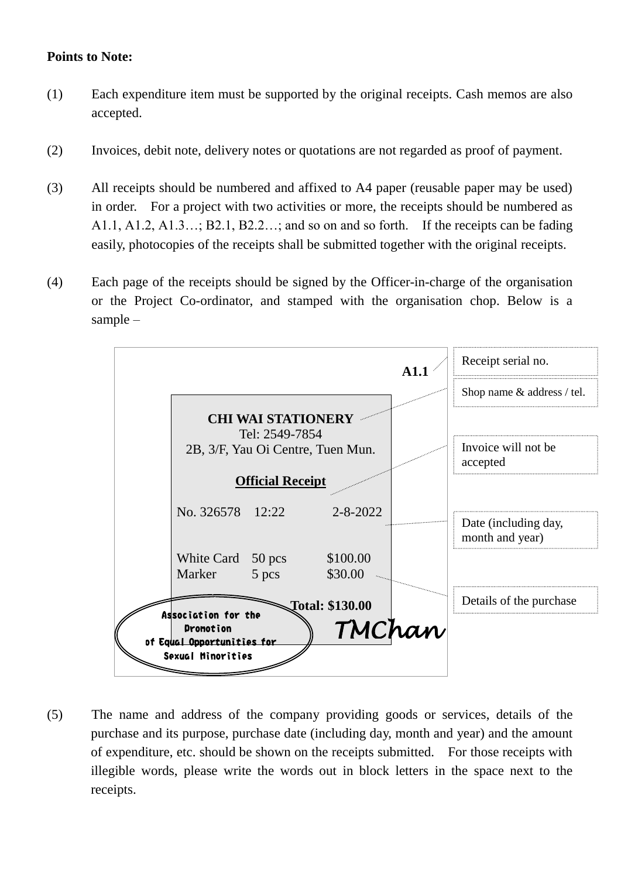**Points to Note:**

(1) Each expenditure item must be supported by the original receipts. Cash memos are also accepted.

(2) Invoices, debit note, delivery notes or quotations are not regarded as proof of payment.

(3) All receipts should be numbered and affixed to A4 paper (reusable paper may be used) in order. For a project with two activities or more, the receipts should be numbered as A1.1, A1.2, A1.3…; B2.1, B2.2…; and so on and so forth. If the receipts can be fading easily, photocopies of the receipts shall be submitted together with the original receipts.

(4) Each page of the receipts should be signed by the Officer-in-charge of the organisation or the Project Co-ordinator, and stamped with the organisation chop. Below is a sample –

**A1.1** — Receipt serial no.

**CHI WAI STATIONERY** — Shop name & address / tel.
Tel: 2549-7854
2B, 3/F, Yau Oi Centre, Tuen Mun.

**Official Receipt** — Invoice will not be accepted

No. 326578 12:22 2-8-2022 — Date (including day, month and year)

White Card 50 pcs $100.00
Marker 5 pcs $30.00 — Details of the purchase

**Total: $130.00**

Association for the Promotion of Equal Opportunities for Sexual Minorities

TMChan

(5) The name and address of the company providing goods or services, details of the purchase and its purpose, purchase date (including day, month and year) and the amount of expenditure, etc. should be shown on the receipts submitted. For those receipts with illegible words, please write the words out in block letters in the space next to the receipts.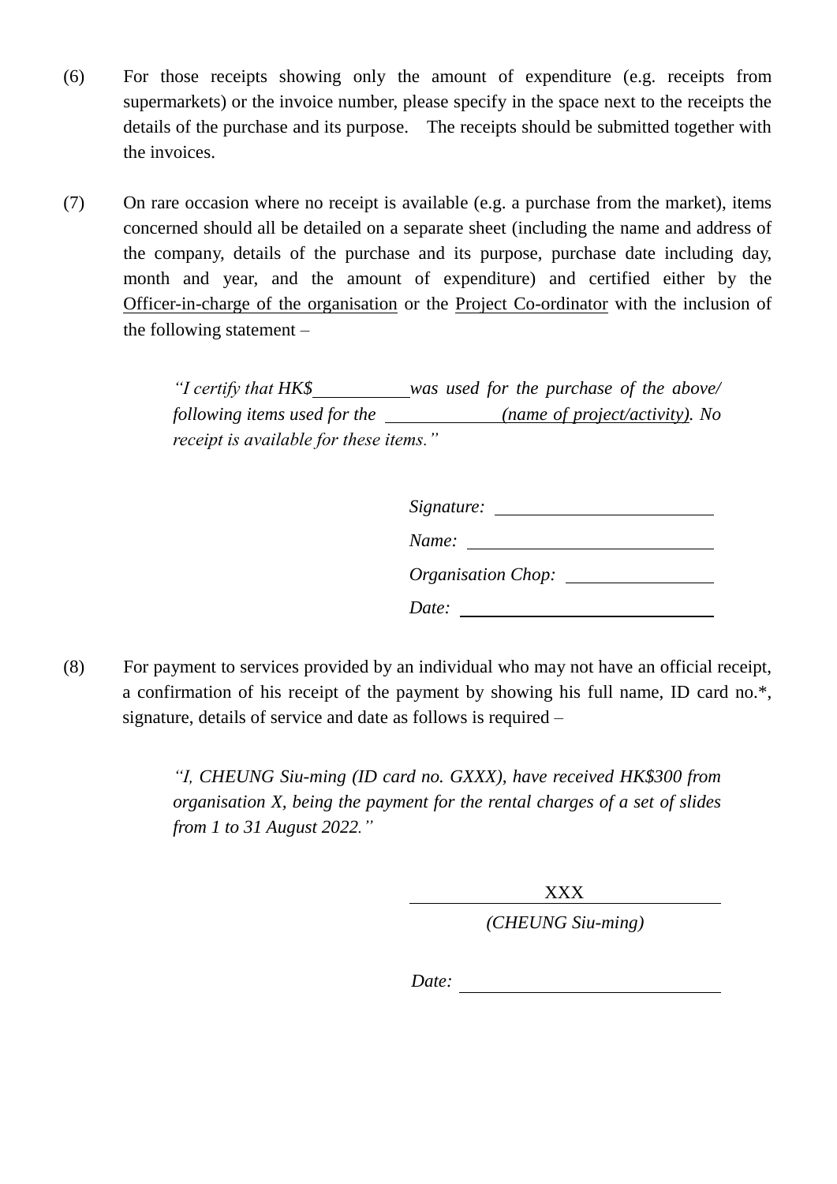(6) For those receipts showing only the amount of expenditure (e.g. receipts from supermarkets) or the invoice number, please specify in the space next to the receipts the details of the purchase and its purpose. The receipts should be submitted together with the invoices.

(7) On rare occasion where no receipt is available (e.g. a purchase from the market), items concerned should all be detailed on a separate sheet (including the name and address of the company, details of the purchase and its purpose, purchase date including day, month and year, and the amount of expenditure) and certified either by the <u>Officer-in-charge of the organisation</u> or the <u>Project Co-ordinator</u> with the inclusion of the following statement –

> *"I certify that HK$\_\_\_\_\_\_\_\_\_\_ was used for the purchase of the above/ following items used for the \_\_\_\_\_\_\_\_\_\_\_\_ <u>(name of project/activity)</u>. No receipt is available for these items."*

*Signature:* \_\_\_\_\_\_\_\_\_\_\_\_\_\_\_\_\_\_\_\_

*Name:* \_\_\_\_\_\_\_\_\_\_\_\_\_\_\_\_\_\_\_\_

*Organisation Chop:* \_\_\_\_\_\_\_\_\_\_\_\_\_\_

*Date:* \_\_\_\_\_\_\_\_\_\_\_\_\_\_\_\_\_\_\_\_

(8) For payment to services provided by an individual who may not have an official receipt, a confirmation of his receipt of the payment by showing his full name, ID card no.*, signature, details of service and date as follows is required –

> *"I, CHEUNG Siu-ming (ID card no. GXXX), have received HK$300 from organisation X, being the payment for the rental charges of a set of slides from 1 to 31 August 2022."*

XXX
\_\_\_\_\_\_\_\_\_\_\_\_\_\_\_\_\_\_\_\_
*(CHEUNG Siu-ming)*

*Date:* \_\_\_\_\_\_\_\_\_\_\_\_\_\_\_\_\_\_\_\_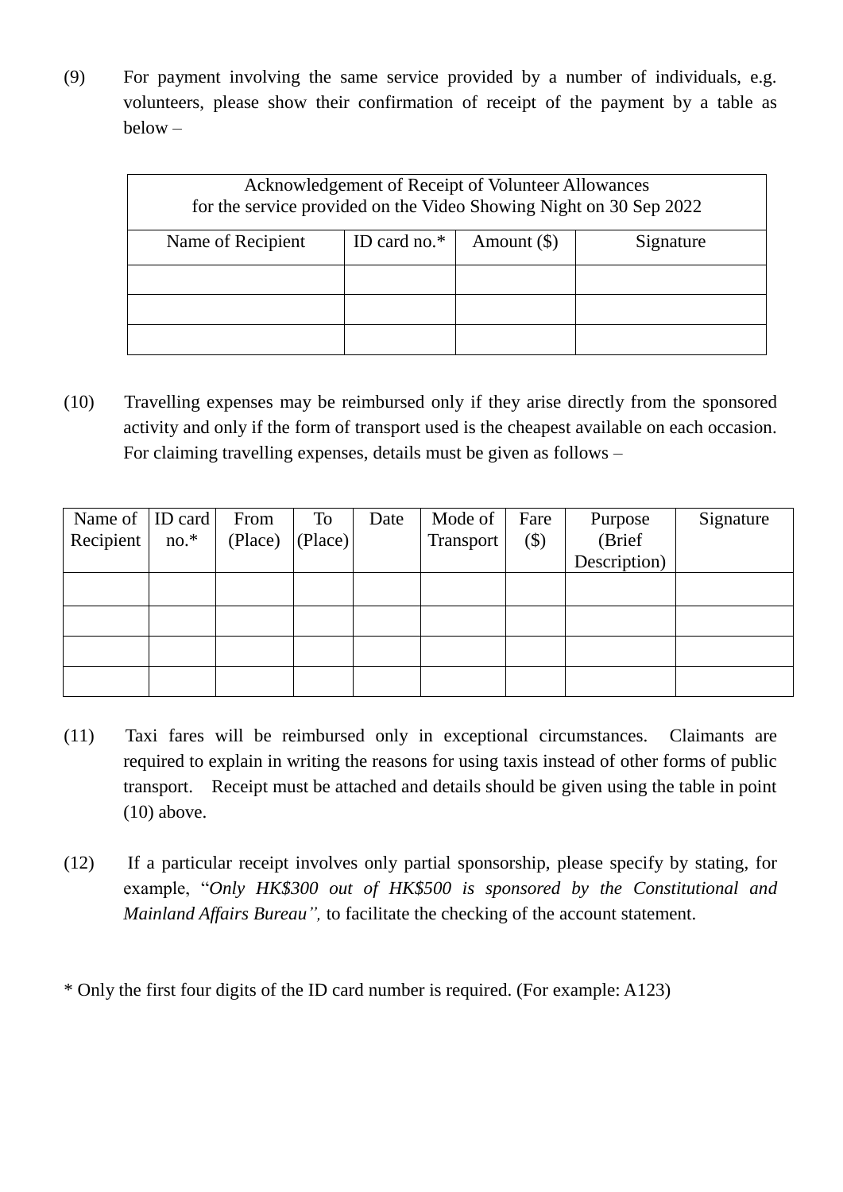(9) For payment involving the same service provided by a number of individuals, e.g. volunteers, please show their confirmation of receipt of the payment by a table as below –

| Acknowledgement of Receipt of Volunteer Allowances for the service provided on the Video Showing Night on 30 Sep 2022 | | | |
|---|---|---|---|
| Name of Recipient | ID card no.* | Amount ($) | Signature |
| | | | |
| | | | |
| | | | |

(10) Travelling expenses may be reimbursed only if they arise directly from the sponsored activity and only if the form of transport used is the cheapest available on each occasion. For claiming travelling expenses, details must be given as follows –

| Name of Recipient | ID card no.* | From (Place) | To (Place) | Date | Mode of Transport | Fare ($) | Purpose (Brief Description) | Signature |
|---|---|---|---|---|---|---|---|---|
| | | | | | | | | |
| | | | | | | | | |
| | | | | | | | | |
| | | | | | | | | |

(11) Taxi fares will be reimbursed only in exceptional circumstances. Claimants are required to explain in writing the reasons for using taxis instead of other forms of public transport. Receipt must be attached and details should be given using the table in point (10) above.

(12) If a particular receipt involves only partial sponsorship, please specify by stating, for example, "*Only HK$300 out of HK$500 is sponsored by the Constitutional and Mainland Affairs Bureau",* to facilitate the checking of the account statement.

* Only the first four digits of the ID card number is required. (For example: A123)